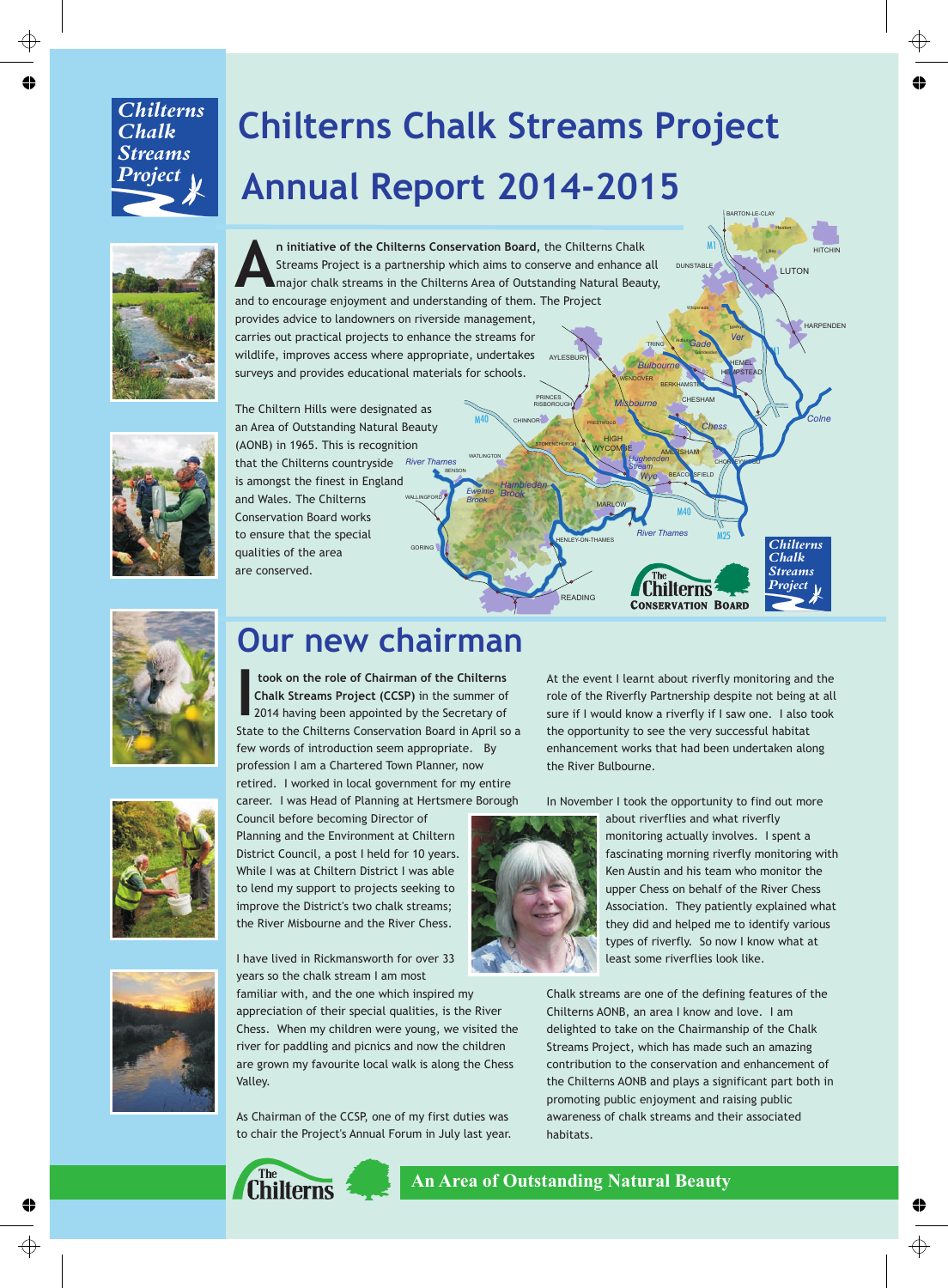# Chilterns Chalk Streams Project Annual Report 2014-2015

**An initiative of the Chilterns Conservation Board,** the Chilterns Chalk Streams Project is a partnership which aims to conserve and enhance all major chalk streams in the Chilterns Area of Outstanding Natural Beauty, and to encourage enjoyment and understanding of them. The Project provides advice to landowners on riverside management, carries out practical projects to enhance the streams for wildlife, improves access where appropriate, undertakes surveys and provides educational materials for schools.

The Chiltern Hills were designated as an Area of Outstanding Natural Beauty (AONB) in 1965. This is recognition that the Chilterns countryside is amongst the finest in England and Wales. The Chilterns Conservation Board works to ensure that the special qualities of the area are conserved.

## Our new chairman

**I took on the role of Chairman of the Chilterns Chalk Streams Project (CCSP)** in the summer of 2014 having been appointed by the Secretary of State to the Chilterns Conservation Board in April so a few words of introduction seem appropriate. By profession I am a Chartered Town Planner, now retired. I worked in local government for my entire career. I was Head of Planning at Hertsmere Borough Council before becoming Director of Planning and the Environment at Chiltern District Council, a post I held for 10 years. While I was at Chiltern District I was able to lend my support to projects seeking to improve the District's two chalk streams; the River Misbourne and the River Chess.

I have lived in Rickmansworth for over 33 years so the chalk stream I am most familiar with, and the one which inspired my appreciation of their special qualities, is the River Chess. When my children were young, we visited the river for paddling and picnics and now the children are grown my favourite local walk is along the Chess Valley.

As Chairman of the CCSP, one of my first duties was to chair the Project's Annual Forum in July last year. At the event I learnt about riverfly monitoring and the role of the Riverfly Partnership despite not being at all sure if I would know a riverfly if I saw one. I also took the opportunity to see the very successful habitat enhancement works that had been undertaken along the River Bulbourne.

In November I took the opportunity to find out more about riverflies and what riverfly monitoring actually involves. I spent a fascinating morning riverfly monitoring with Ken Austin and his team who monitor the upper Chess on behalf of the River Chess Association. They patiently explained what they did and helped me to identify various types of riverfly. So now I know what at least some riverflies look like.

Chalk streams are one of the defining features of the Chilterns AONB, an area I know and love. I am delighted to take on the Chairmanship of the Chalk Streams Project, which has made such an amazing contribution to the conservation and enhancement of the Chilterns AONB and plays a significant part both in promoting public enjoyment and raising public awareness of chalk streams and their associated habitats.

**An Area of Outstanding Natural Beauty**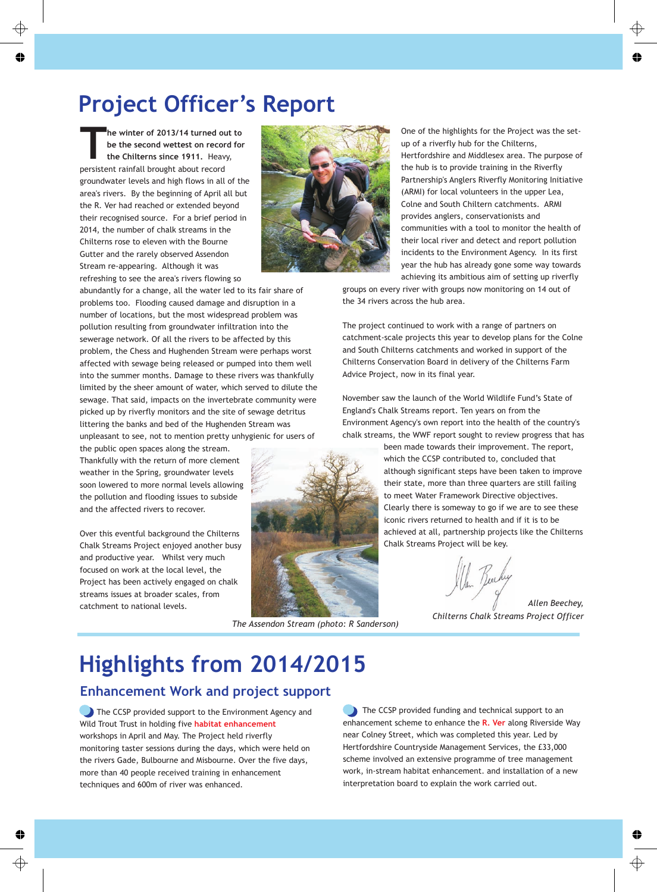# Project Officer's Report

**The winter of 2013/14 turned out to be the second wettest on record for the Chilterns since 1911.** Heavy, persistent rainfall brought about record groundwater levels and high flows in all of the area's rivers. By the beginning of April all but the R. Ver had reached or extended beyond their recognised source. For a brief period in 2014, the number of chalk streams in the Chilterns rose to eleven with the Bourne Gutter and the rarely observed Assendon Stream re-appearing. Although it was refreshing to see the area's rivers flowing so abundantly for a change, all the water led to its fair share of problems too. Flooding caused damage and disruption in a number of locations, but the most widespread problem was pollution resulting from groundwater infiltration into the sewerage network. Of all the rivers to be affected by this problem, the Chess and Hughenden Stream were perhaps worst affected with sewage being released or pumped into them well into the summer months. Damage to these rivers was thankfully limited by the sheer amount of water, which served to dilute the sewage. That said, impacts on the invertebrate community were picked up by riverfly monitors and the site of sewage detritus littering the banks and bed of the Hughenden Stream was unpleasant to see, not to mention pretty unhygienic for users of the public open spaces along the stream. Thankfully with the return of more clement weather in the Spring, groundwater levels soon lowered to more normal levels allowing the pollution and flooding issues to subside and the affected rivers to recover.

Over this eventful background the Chilterns Chalk Streams Project enjoyed another busy and productive year. Whilst very much focused on work at the local level, the Project has been actively engaged on chalk streams issues at broader scales, from catchment to national levels.

*The Assendon Stream (photo: R Sanderson)*

One of the highlights for the Project was the set-up of a riverfly hub for the Chilterns, Hertfordshire and Middlesex area. The purpose of the hub is to provide training in the Riverfly Partnership's Anglers Riverfly Monitoring Initiative (ARMI) for local volunteers in the upper Lea, Colne and South Chiltern catchments. ARMI provides anglers, conservationists and communities with a tool to monitor the health of their local river and detect and report pollution incidents to the Environment Agency. In its first year the hub has already gone some way towards achieving its ambitious aim of setting up riverfly groups on every river with groups now monitoring on 14 out of the 34 rivers across the hub area.

The project continued to work with a range of partners on catchment-scale projects this year to develop plans for the Colne and South Chilterns catchments and worked in support of the Chilterns Conservation Board in delivery of the Chilterns Farm Advice Project, now in its final year.

November saw the launch of the World Wildlife Fund's State of England's Chalk Streams report. Ten years on from the Environment Agency's own report into the health of the country's chalk streams, the WWF report sought to review progress that has been made towards their improvement. The report, which the CCSP contributed to, concluded that although significant steps have been taken to improve their state, more than three quarters are still failing to meet Water Framework Directive objectives. Clearly there is someway to go if we are to see these iconic rivers returned to health and if it is to be achieved at all, partnership projects like the Chilterns Chalk Streams Project will be key.

*Allen Beechey,*
*Chilterns Chalk Streams Project Officer*

# Highlights from 2014/2015

## Enhancement Work and project support

The CCSP provided support to the Environment Agency and Wild Trout Trust in holding five **habitat enhancement** workshops in April and May. The Project held riverfly monitoring taster sessions during the days, which were held on the rivers Gade, Bulbourne and Misbourne. Over the five days, more than 40 people received training in enhancement techniques and 600m of river was enhanced.

The CCSP provided funding and technical support to an enhancement scheme to enhance the **R. Ver** along Riverside Way near Colney Street, which was completed this year. Led by Hertfordshire Countryside Management Services, the £33,000 scheme involved an extensive programme of tree management work, in-stream habitat enhancement. and installation of a new interpretation board to explain the work carried out.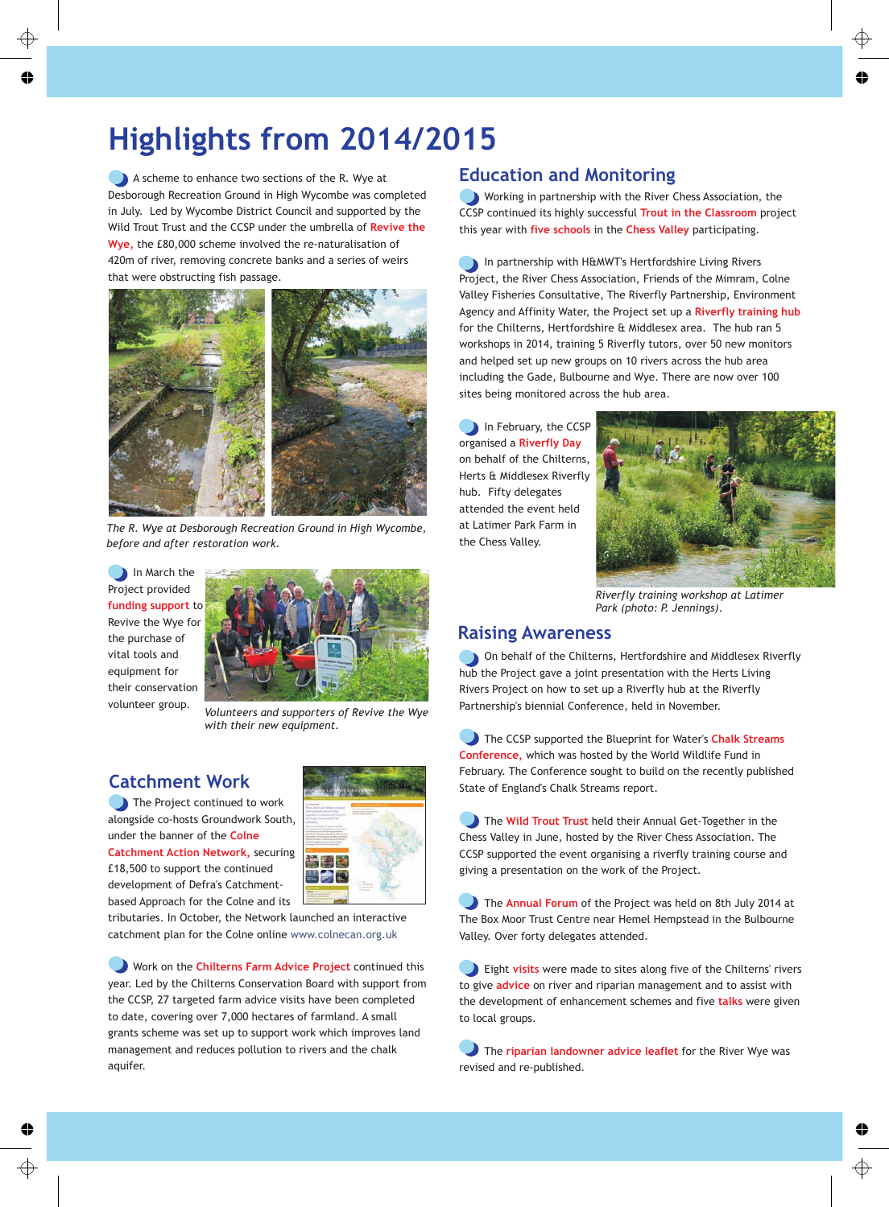# Highlights from 2014/2015

A scheme to enhance two sections of the R. Wye at Desborough Recreation Ground in High Wycombe was completed in July. Led by Wycombe District Council and supported by the Wild Trout Trust and the CCSP under the umbrella of **Revive the Wye**, the £80,000 scheme involved the re-naturalisation of 420m of river, removing concrete banks and a series of weirs that were obstructing fish passage.

*The R. Wye at Desborough Recreation Ground in High Wycombe, before and after restoration work.*

In March the Project provided **funding support** to Revive the Wye for the purchase of vital tools and equipment for their conservation volunteer group.

*Volunteers and supporters of Revive the Wye with their new equipment.*

## Catchment Work

The Project continued to work alongside co-hosts Groundwork South, under the banner of the **Colne Catchment Action Network**, securing £18,500 to support the continued development of Defra's Catchment-based Approach for the Colne and its tributaries. In October, the Network launched an interactive catchment plan for the Colne online www.colnecan.org.uk

Work on the **Chilterns Farm Advice Project** continued this year. Led by the Chilterns Conservation Board with support from the CCSP, 27 targeted farm advice visits have been completed to date, covering over 7,000 hectares of farmland. A small grants scheme was set up to support work which improves land management and reduces pollution to rivers and the chalk aquifer.

## Education and Monitoring

Working in partnership with the River Chess Association, the CCSP continued its highly successful **Trout in the Classroom** project this year with **five schools** in the **Chess Valley** participating.

In partnership with H&MWT's Hertfordshire Living Rivers Project, the River Chess Association, Friends of the Mimram, Colne Valley Fisheries Consultative, The Riverfly Partnership, Environment Agency and Affinity Water, the Project set up a **Riverfly training hub** for the Chilterns, Hertfordshire & Middlesex area. The hub ran 5 workshops in 2014, training 5 Riverfly tutors, over 50 new monitors and helped set up new groups on 10 rivers across the hub area including the Gade, Bulbourne and Wye. There are now over 100 sites being monitored across the hub area.

In February, the CCSP organised a **Riverfly Day** on behalf of the Chilterns, Herts & Middlesex Riverfly hub. Fifty delegates attended the event held at Latimer Park Farm in the Chess Valley.

*Riverfly training workshop at Latimer Park (photo: P. Jennings).*

## Raising Awareness

On behalf of the Chilterns, Hertfordshire and Middlesex Riverfly hub the Project gave a joint presentation with the Herts Living Rivers Project on how to set up a Riverfly hub at the Riverfly Partnership's biennial Conference, held in November.

The CCSP supported the Blueprint for Water's **Chalk Streams Conference**, which was hosted by the World Wildlife Fund in February. The Conference sought to build on the recently published State of England's Chalk Streams report.

The **Wild Trout Trust** held their Annual Get-Together in the Chess Valley in June, hosted by the River Chess Association. The CCSP supported the event organising a riverfly training course and giving a presentation on the work of the Project.

The **Annual Forum** of the Project was held on 8th July 2014 at The Box Moor Trust Centre near Hemel Hempstead in the Bulbourne Valley. Over forty delegates attended.

Eight **visits** were made to sites along five of the Chilterns' rivers to give **advice** on river and riparian management and to assist with the development of enhancement schemes and five **talks** were given to local groups.

The **riparian landowner advice leaflet** for the River Wye was revised and re-published.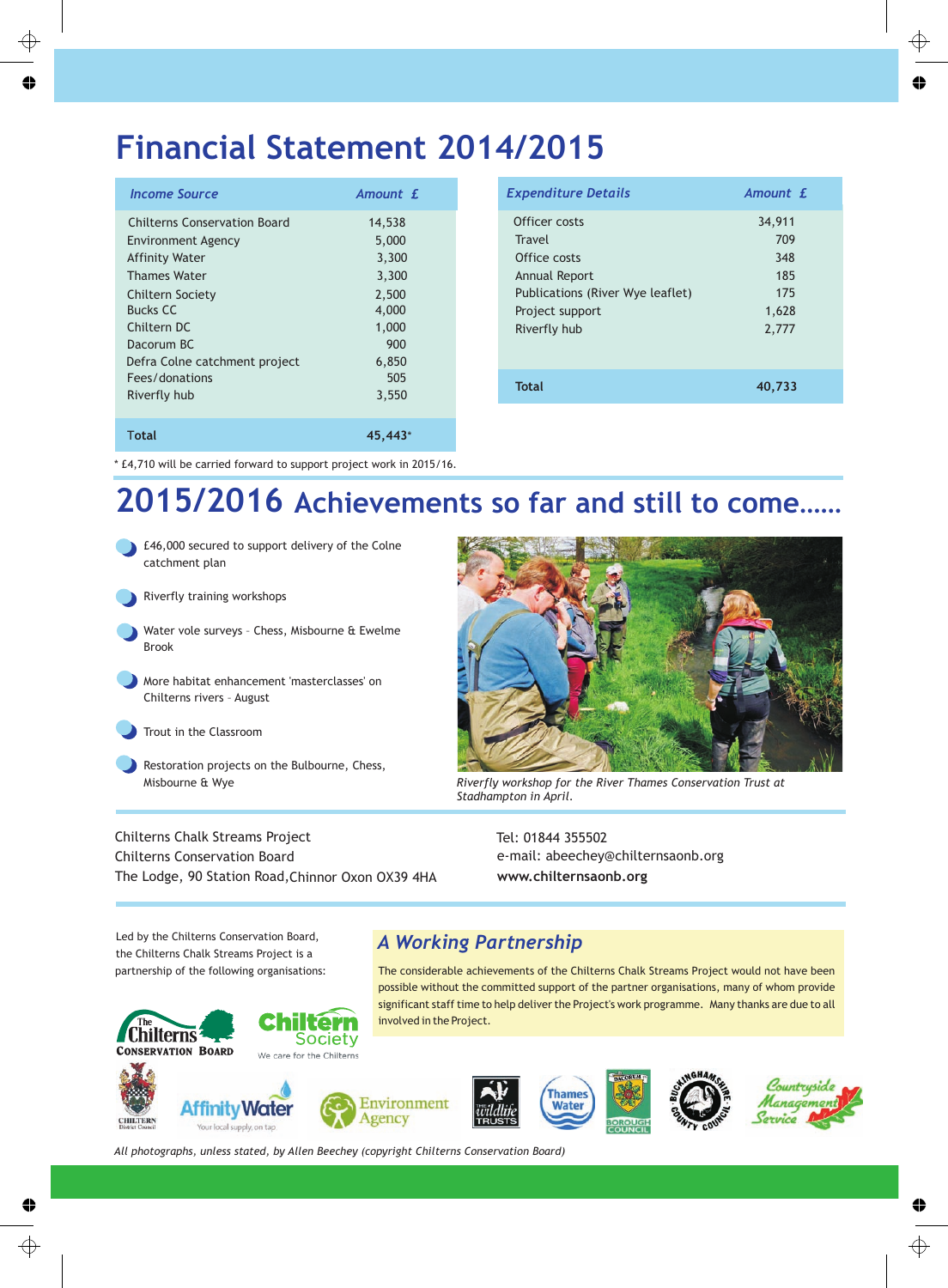# Financial Statement 2014/2015

| Income Source | Amount £ |
|---|---|
| Chilterns Conservation Board | 14,538 |
| Environment Agency | 5,000 |
| Affinity Water | 3,300 |
| Thames Water | 3,300 |
| Chiltern Society | 2,500 |
| Bucks CC | 4,000 |
| Chiltern DC | 1,000 |
| Dacorum BC | 900 |
| Defra Colne catchment project | 6,850 |
| Fees/donations | 505 |
| Riverfly hub | 3,550 |
| **Total** | **45,443*** |

| Expenditure Details | Amount £ |
|---|---|
| Officer costs | 34,911 |
| Travel | 709 |
| Office costs | 348 |
| Annual Report | 185 |
| Publications (River Wye leaflet) | 175 |
| Project support | 1,628 |
| Riverfly hub | 2,777 |
| **Total** | **40,733** |

* £4,710 will be carried forward to support project work in 2015/16.

## 2015/2016 Achievements so far and still to come……

- £46,000 secured to support delivery of the Colne catchment plan
- Riverfly training workshops
- Water vole surveys – Chess, Misbourne & Ewelme Brook
- More habitat enhancement 'masterclasses' on Chilterns rivers – August
- Trout in the Classroom
- Restoration projects on the Bulbourne, Chess, Misbourne & Wye

*Riverfly workshop for the River Thames Conservation Trust at Stadhampton in April.*

Chilterns Chalk Streams Project
Chilterns Conservation Board
The Lodge, 90 Station Road, Chinnor Oxon OX39 4HA

Tel: 01844 355502
e-mail: abeechey@chilternsaonb.org
**www.chilternsaonb.org**

Led by the Chilterns Conservation Board, the Chilterns Chalk Streams Project is a partnership of the following organisations:

### A Working Partnership

The considerable achievements of the Chilterns Chalk Streams Project would not have been possible without the committed support of the partner organisations, many of whom provide significant staff time to help deliver the Project's work programme. Many thanks are due to all involved in the Project.

*All photographs, unless stated, by Allen Beechey (copyright Chilterns Conservation Board)*